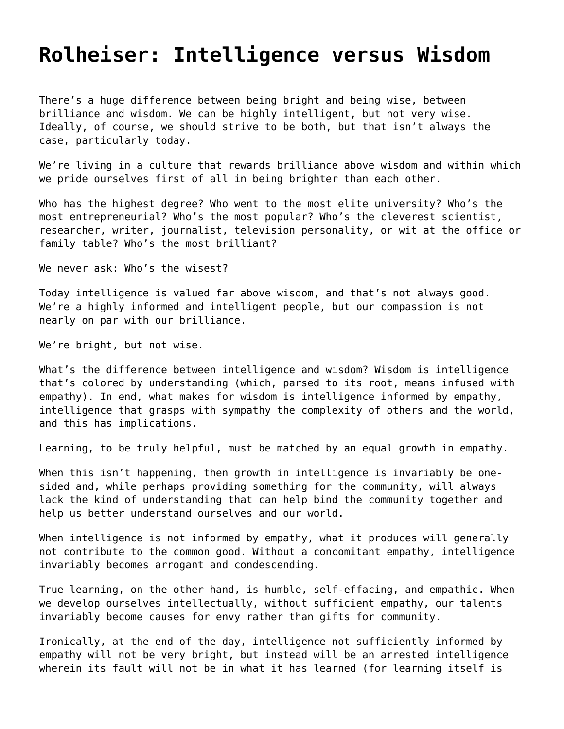# Rolheiser: Intelligence versus Wisdom

There's a huge difference between being bright and being wise, between brilliance and wisdom. We can be highly intelligent, but not very wise. Ideally, of course, we should strive to be both, but that isn't always the case, particularly today.

We're living in a culture that rewards brilliance above wisdom and within which we pride ourselves first of all in being brighter than each other.

Who has the highest degree? Who went to the most elite university? Who's the most entrepreneurial? Who's the most popular? Who's the cleverest scientist, researcher, writer, journalist, television personality, or wit at the office or family table? Who's the most brilliant?

We never ask: Who's the wisest?

Today intelligence is valued far above wisdom, and that's not always good. We're a highly informed and intelligent people, but our compassion is not nearly on par with our brilliance.

We're bright, but not wise.

What's the difference between intelligence and wisdom? Wisdom is intelligence that's colored by understanding (which, parsed to its root, means infused with empathy). In end, what makes for wisdom is intelligence informed by empathy, intelligence that grasps with sympathy the complexity of others and the world, and this has implications.

Learning, to be truly helpful, must be matched by an equal growth in empathy.

When this isn't happening, then growth in intelligence is invariably be one-sided and, while perhaps providing something for the community, will always lack the kind of understanding that can help bind the community together and help us better understand ourselves and our world.

When intelligence is not informed by empathy, what it produces will generally not contribute to the common good. Without a concomitant empathy, intelligence invariably becomes arrogant and condescending.

True learning, on the other hand, is humble, self-effacing, and empathic. When we develop ourselves intellectually, without sufficient empathy, our talents invariably become causes for envy rather than gifts for community.

Ironically, at the end of the day, intelligence not sufficiently informed by empathy will not be very bright, but instead will be an arrested intelligence wherein its fault will not be in what it has learned (for learning itself is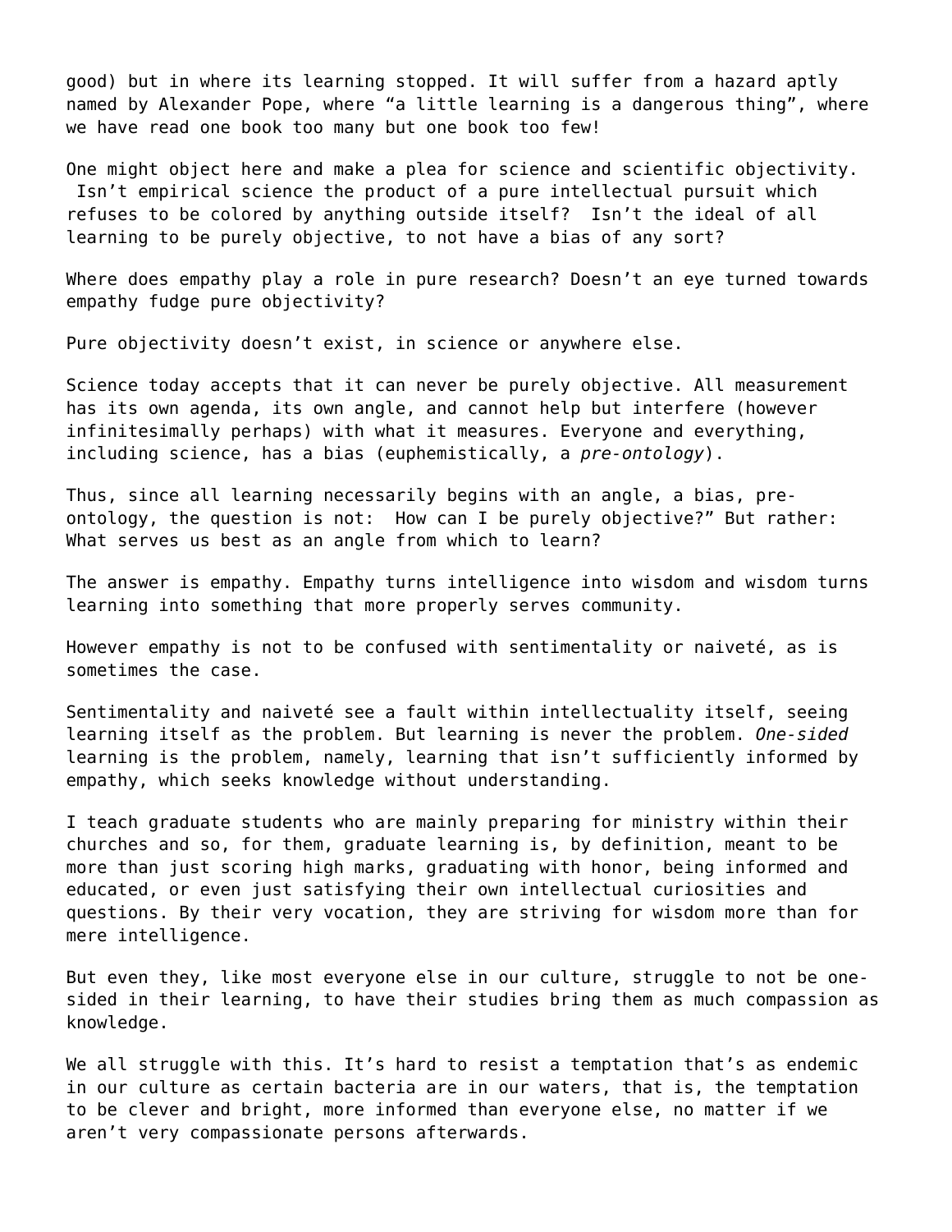good) but in where its learning stopped. It will suffer from a hazard aptly named by Alexander Pope, where “a little learning is a dangerous thing”, where we have read one book too many but one book too few!

One might object here and make a plea for science and scientific objectivity. Isn’t empirical science the product of a pure intellectual pursuit which refuses to be colored by anything outside itself? Isn’t the ideal of all learning to be purely objective, to not have a bias of any sort?

Where does empathy play a role in pure research? Doesn’t an eye turned towards empathy fudge pure objectivity?

Pure objectivity doesn’t exist, in science or anywhere else.

Science today accepts that it can never be purely objective. All measurement has its own agenda, its own angle, and cannot help but interfere (however infinitesimally perhaps) with what it measures. Everyone and everything, including science, has a bias (euphemistically, a *pre-ontology*).

Thus, since all learning necessarily begins with an angle, a bias, pre-ontology, the question is not: How can I be purely objective?” But rather: What serves us best as an angle from which to learn?

The answer is empathy. Empathy turns intelligence into wisdom and wisdom turns learning into something that more properly serves community.

However empathy is not to be confused with sentimentality or naiveté, as is sometimes the case.

Sentimentality and naiveté see a fault within intellectuality itself, seeing learning itself as the problem. But learning is never the problem. *One-sided* learning is the problem, namely, learning that isn’t sufficiently informed by empathy, which seeks knowledge without understanding.

I teach graduate students who are mainly preparing for ministry within their churches and so, for them, graduate learning is, by definition, meant to be more than just scoring high marks, graduating with honor, being informed and educated, or even just satisfying their own intellectual curiosities and questions. By their very vocation, they are striving for wisdom more than for mere intelligence.

But even they, like most everyone else in our culture, struggle to not be one-sided in their learning, to have their studies bring them as much compassion as knowledge.

We all struggle with this. It’s hard to resist a temptation that’s as endemic in our culture as certain bacteria are in our waters, that is, the temptation to be clever and bright, more informed than everyone else, no matter if we aren’t very compassionate persons afterwards.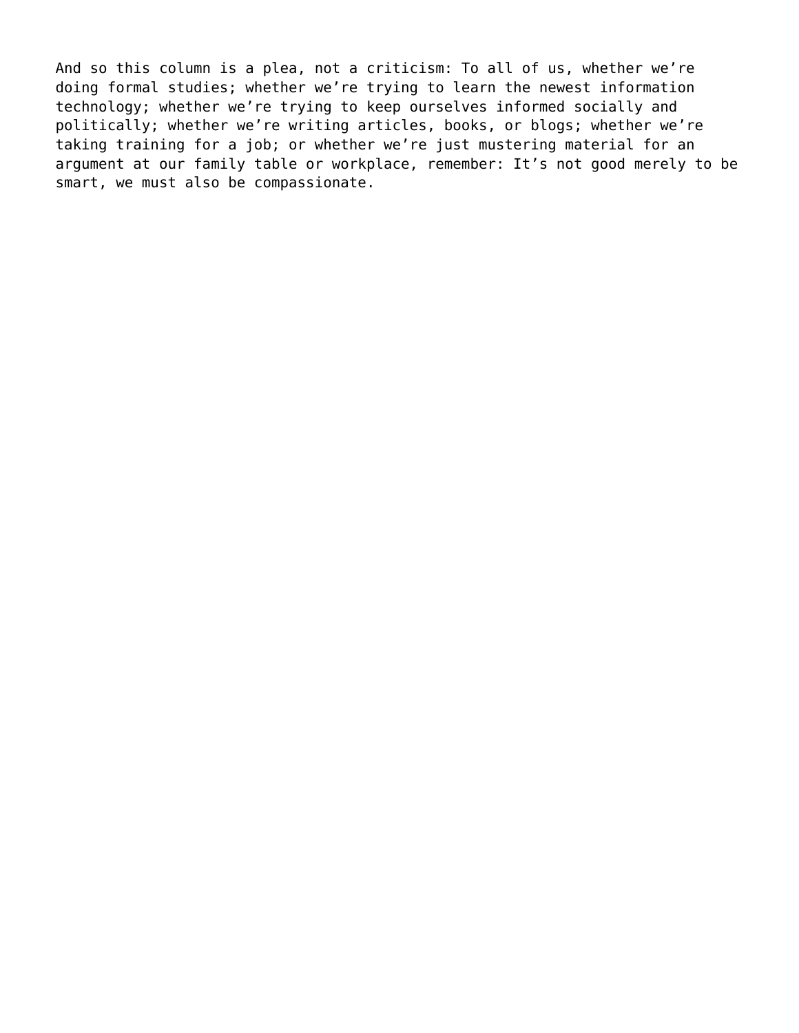And so this column is a plea, not a criticism: To all of us, whether we're doing formal studies; whether we're trying to learn the newest information technology; whether we're trying to keep ourselves informed socially and politically; whether we're writing articles, books, or blogs; whether we're taking training for a job; or whether we're just mustering material for an argument at our family table or workplace, remember: It's not good merely to be smart, we must also be compassionate.